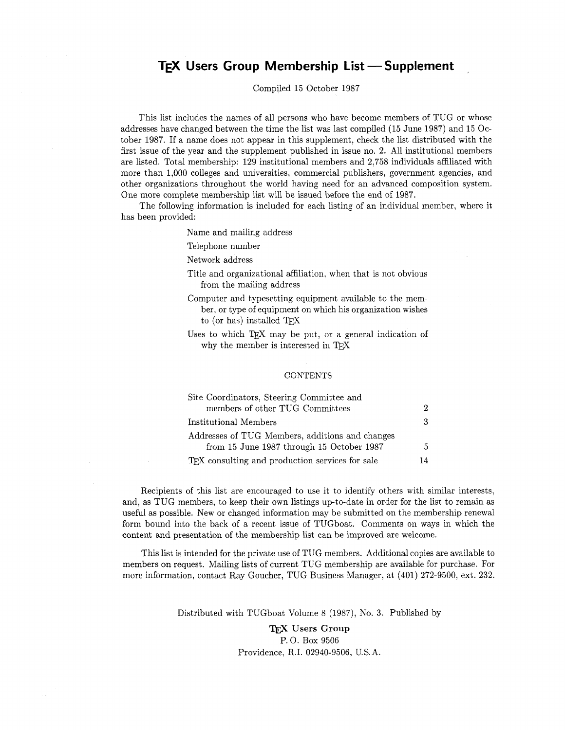# TEX Users Group Membership List — Supplement

Compiled 15 October 1987

This list includes the names of all persons who have become members of TUG or whose addresses have changed between the time the list was last compiled (15 June 1987) and 15 October 1987. If a name does not appear in this supplement, check the list distributed with the first issue of the year and the supplement published in issue no. 2. All institutional members are listed. Total membership: 129 institutional members and 2,758 individuals affiliated with more than 1,000 colleges and universities, commercial publishers, government agencies, and other organizations throughout the world having need for an advanced composition system. One more complete membership list will be issued before the end of 1987.

The following information is included for each listing of an individual member, where it has been provided:

- Name and mailing address
- Telephone number
- Network address
- Title and organizational affiliation, when that is not obvious from the mailing address
- Computer and typesetting equipment available to the member, or type of equipment on which his organization wishes to (or has) installed TEX
- Uses to which TEX may be put, or a general indication of why the member is interested in TEX

## CONTENTS

| | |
|---|---|
| Site Coordinators, Steering Committee and members of other TUG Committees | 2 |
| Institutional Members | 3 |
| Addresses of TUG Members, additions and changes from 15 June 1987 through 15 October 1987 | 5 |
| TEX consulting and production services for sale | 14 |

Recipients of this list are encouraged to use it to identify others with similar interests, and, as TUG members, to keep their own listings up-to-date in order for the list to remain as useful as possible. New or changed information may be submitted on the membership renewal form bound into the back of a recent issue of TUGboat. Comments on ways in which the content and presentation of the membership list can be improved are welcome.

This list is intended for the private use of TUG members. Additional copies are available to members on request. Mailing lists of current TUG membership are available for purchase. For more information, contact Ray Goucher, TUG Business Manager, at (401) 272-9500, ext. 232.

Distributed with TUGboat Volume 8 (1987), No. 3. Published by

**TEX Users Group**
P. O. Box 9506
Providence, R.I. 02940-9506, U.S.A.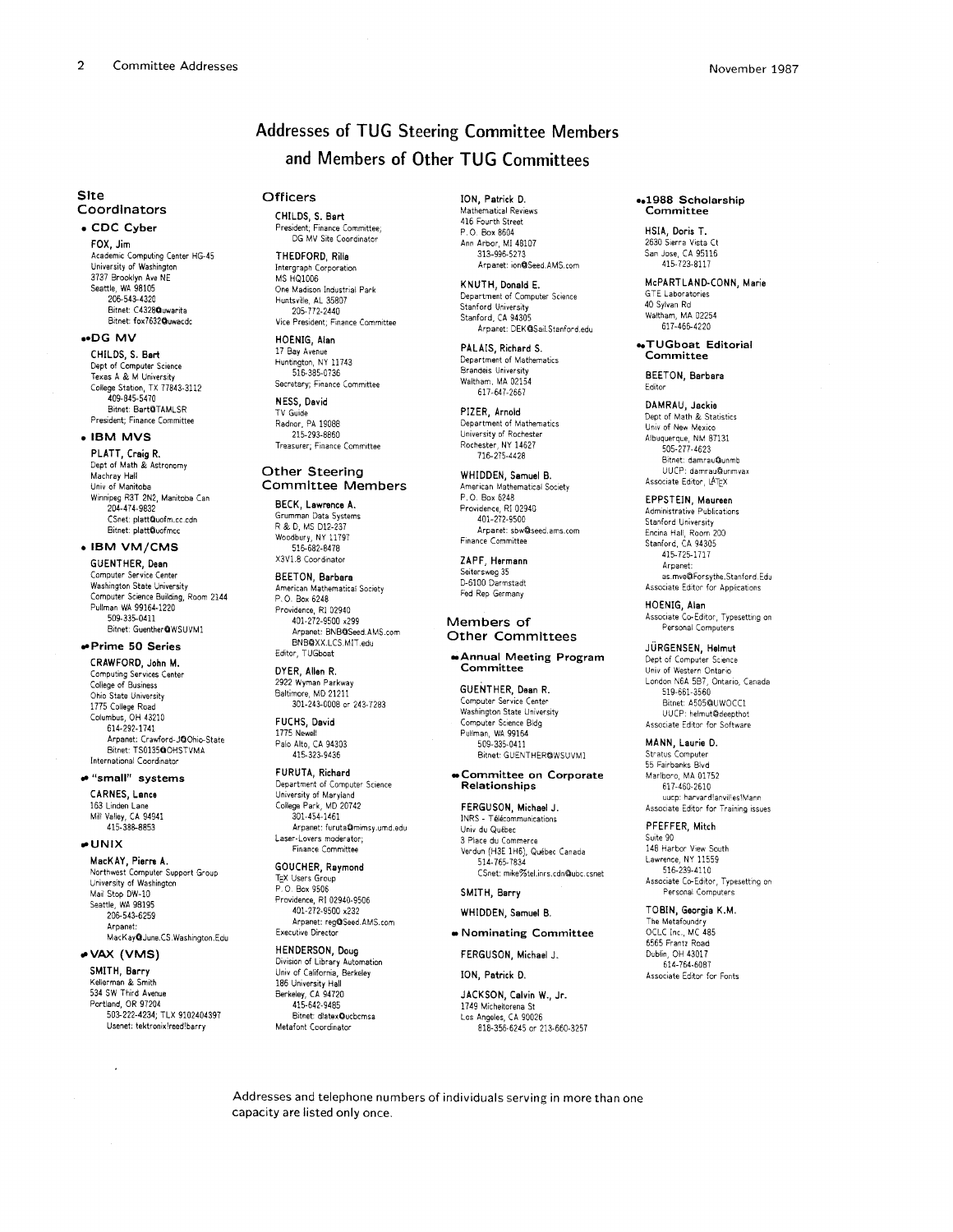# Addresses of TUG Steering Committee Members and Members of Other TUG Committees

## Site Coordinators

### • CDC Cyber

**FOX, Jim**
Academic Computing Center HG-45
University of Washington
3737 Brooklyn Ave NE
Seattle, WA 98105
206-543-4320
Bitnet: C4328@uwarita
Bitnet: fox7632@uwacdc

### ••DG MV

**CHILDS, S. Bart**
Dept of Computer Science
Texas A & M University
College Station, TX 77843-3112
409-845-5470
Bitnet: Bart@TAMLSR
President; Finance Committee

### • IBM MVS

**PLATT, Craig R.**
Dept of Math & Astronomy
Machray Hall
Univ of Manitoba
Winnipeg R3T 2N2, Manitoba Can
204-474-9832
CSnet: platt@uofm.cc.cdn
Bitnet: platt@uofmcc

### • IBM VM/CMS

**GUENTHER, Dean**
Computer Service Center
Washington State University
Computer Science Building, Room 2144
Pullman WA 99164-1220
509-335-0411
Bitnet: Guenther@WSUVM1

### ••Prime 50 Series

**CRAWFORD, John M.**
Computing Services Center
College of Business
Ohio State University
1775 College Road
Columbus, OH 43210
614-292-1741
Arpanet: Crawford-J@Ohio-State
Bitnet: TS0135@OHSTVMA
International Coordinator

### •• "small" systems

**CARNES, Lance**
163 Linden Lane
Mill Valley, CA 94941
415-388-8853

### ••UNIX

**MacKAY, Pierre A.**
Northwest Computer Support Group
University of Washington
Mail Stop DW-10
Seattle, WA 98195
206-543-6259
Arpanet:
MacKay@June.CS.Washington.Edu

### ••VAX (VMS)

**SMITH, Barry**
Kellerman & Smith
534 SW Third Avenue
Portland, OR 97204
503-222-4234; TLX 9102404397
Usenet: tektronix!reed!barry

## Officers

**CHILDS, S. Bart**
President; Finance Committee;
DG MV Site Coordinator

**THEDFORD, Rilla**
Intergraph Corporation
MS HQ1006
One Madison Industrial Park
Huntsville, AL 35807
205-772-2440
Vice President; Finance Committee

**HOENIG, Alan**
17 Bay Avenue
Huntington, NY 11743
516-385-0736
Secretary; Finance Committee

**NESS, David**
TV Guide
Radnor, PA 19088
215-293-8860
Treasurer; Finance Committee

## Other Steering Committee Members

**BECK, Lawrence A.**
Grumman Data Systems
R & D, MS D12-237
Woodbury, NY 11797
516-682-8478
X3V1.8 Coordinator

**BEETON, Barbara**
American Mathematical Society
P. O. Box 6248
Providence, RI 02940
401-272-9500 x299
Arpanet: BNB@Seed.AMS.com
BNB@XX.LCS.MIT.edu
Editor, TUGboat

**DYER, Allen R.**
2922 Wyman Parkway
Baltimore, MD 21211
301-243-0008 or 243-7283

**FUCHS, David**
1775 Newell
Palo Alto, CA 94303
415-323-9436

**FURUTA, Richard**
Department of Computer Science
University of Maryland
College Park, MD 20742
301-454-1461
Arpanet: furuta@mimsy.umd.edu
Laser-Lovers moderator;
Finance Committee

**GOUCHER, Raymond**
TEX Users Group
P. O. Box 9506
Providence, RI 02940-9506
401-272-9500 x232
Arpanet: reg@Seed.AMS.com
Executive Director

**HENDERSON, Doug**
Division of Library Automation
Univ of California, Berkeley
186 University Hall
Berkeley, CA 94720
415-642-9485
Bitnet: dlatex@ucbcmsa
Metafont Coordinator

**ION, Patrick D.**
Mathematical Reviews
416 Fourth Street
P. O. Box 8604
Ann Arbor, MI 48107
313-996-5273
Arpanet: ion@Seed.AMS.com

**KNUTH, Donald E.**
Department of Computer Science
Stanford University
Stanford, CA 94305
Arpanet: DEK@Sail.Stanford.edu

**PALAIS, Richard S.**
Department of Mathematics
Brandeis University
Waltham, MA 02154
617-647-2667

**PIZER, Arnold**
Department of Mathematics
University of Rochester
Rochester, NY 14627
716-275-4428

**WHIDDEN, Samuel B.**
American Mathematical Society
P. O. Box 6248
Providence, RI 02940
401-272-9500
Arpanet: sbw@seed.ams.com
Finance Committee

**ZAPF, Hermann**
Seitersweg 35
D-6100 Darmstadt
Fed Rep Germany

## Members of Other Committees

### ••Annual Meeting Program Committee

**GUENTHER, Dean R.**
Computer Service Center
Washington State University
Computer Science Bldg
Pullman, WA 99164
509-335-0411
Bitnet: GUENTHER@WSUVM1

### •• Committee on Corporate Relationships

**FERGUSON, Michael J.**
INRS - Télécommunications
Univ du Québec
3 Place du Commerce
Verdun H3E 1H6, Québec Canada
514-765-7834
CSnet: mike%tel.inrs.cdn@ubc.csnet

**SMITH, Barry**

**WHIDDEN, Samuel B.**

### •• Nominating Committee

**FERGUSON, Michael J.**

**ION, Patrick D.**

**JACKSON, Calvin W., Jr.**
1749 Micheltorena St
Los Angeles, CA 90026
818-356-6245 or 213-660-3257

### ••1988 Scholarship Committee

**HSIA, Doris T.**
2630 Sierra Vista Ct
San Jose, CA 95116
415-723-8117

**McPARTLAND-CONN, Marie**
GTE Laboratories
40 Sylvan Rd
Waltham, MA 02254
617-466-4220

### ••TUGboat Editorial Committee

**BEETON, Barbara**
Editor

**DAMRAU, Jackie**
Dept of Math & Statistics
Univ of New Mexico
Albuquerque, NM 87131
505-277-4623
Bitnet: damrau@unmb
UUCP: damrau@unmvax
Associate Editor, LATEX

**EPPSTEIN, Maureen**
Administrative Publications
Stanford University
Encina Hall, Room 200
Stanford, CA 94305
415-725-1717
Arpanet:
as.mve@Forsythe.Stanford.Edu
Associate Editor for Applications

**HOENIG, Alan**
Associate Co-Editor, Typesetting on Personal Computers

**JÜRGENSEN, Helmut**
Dept of Computer Science
Univ of Western Ontario
London N6A 5B7, Ontario, Canada
519-661-3560
Bitnet: A505@UWOCC1
UUCP: helmut@deepthot
Associate Editor for Software

**MANN, Laurie D.**
Stratus Computer
55 Fairbanks Blvd
Marlboro, MA 01752
617-460-2610
uucp: harvard!anvil!es!Mann
Associate Editor for Training issues

**PFEFFER, Mitch**
Suite 90
148 Harbor View South
Lawrence, NY 11559
516-239-4110
Associate Co-Editor, Typesetting on Personal Computers

**TOBIN, Georgia K.M.**
The Metafoundry
OCLC Inc., MC 485
6565 Frantz Road
Dublin, OH 43017
614-764-6087
Associate Editor for Fonts

Addresses and telephone numbers of individuals serving in more than one capacity are listed only once.